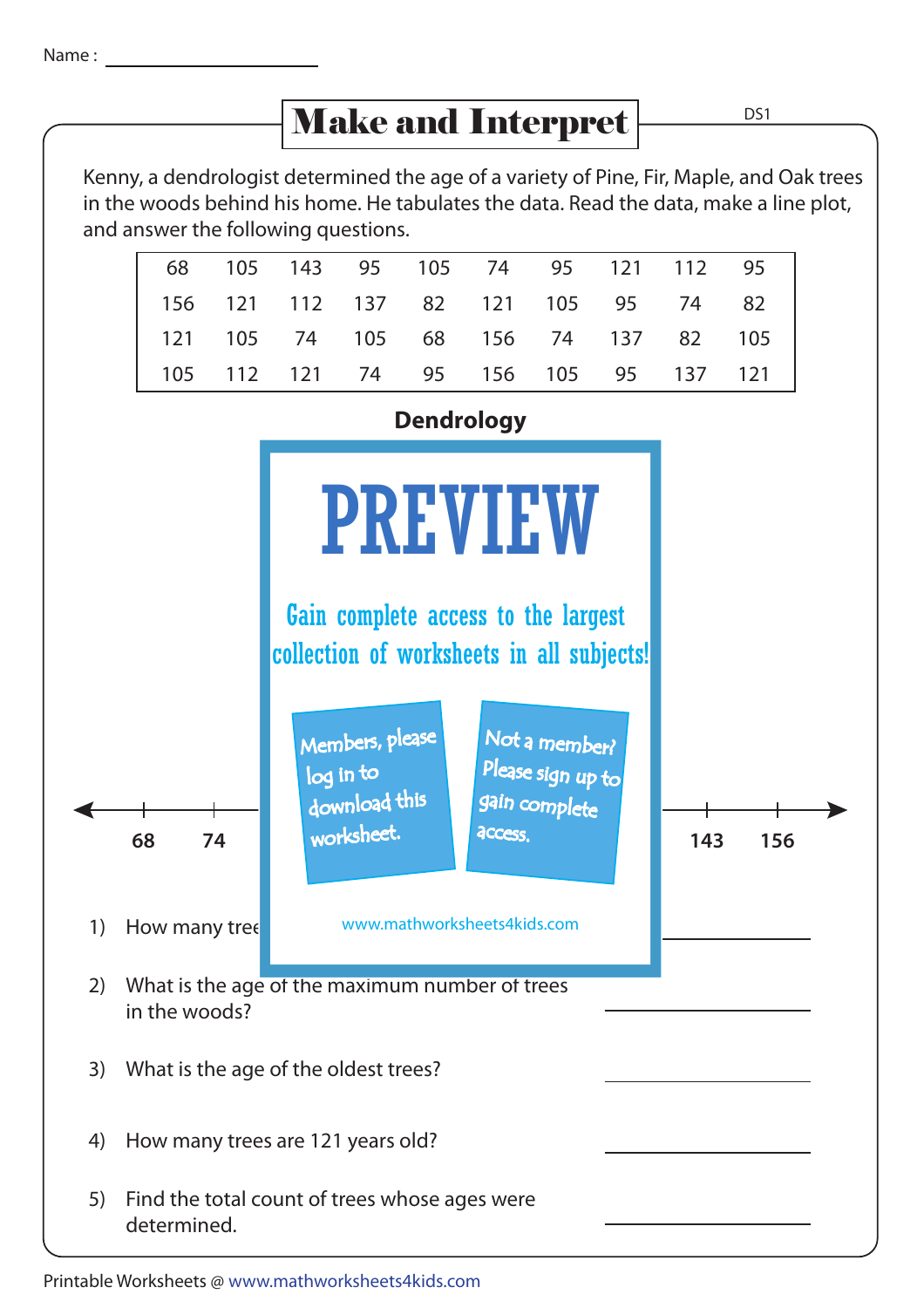Name : ____________________

# Make and Interpret

Kenny, a dendrologist determined the age of a variety of Pine, Fir, Maple, and Oak trees in the woods behind his home. He tabulates the data. Read the data, make a line plot, and answer the following questions.

| 68 | 105 | 143 | 95 | 105 | 74 | 95 | 121 | 112 | 95 |
|---|---|---|---|---|---|---|---|---|---|
| 156 | 121 | 112 | 137 | 82 | 121 | 105 | 95 | 74 | 82 |
| 121 | 105 | 74 | 105 | 68 | 156 | 74 | 137 | 82 | 105 |
| 105 | 112 | 121 | 74 | 95 | 156 | 105 | 95 | 137 | 121 |

**Dendrology**

PREVIEW

Gain complete access to the largest collection of worksheets in all subjects!

Members, please log in to download this worksheet.

Not a member? Please sign up to gain complete access.

www.mathworksheets4kids.com

68 74 143 156

1) How many tree ____________________

2) What is the age of the maximum number of trees in the woods? ____________________

3) What is the age of the oldest trees? ____________________

4) How many trees are 121 years old? ____________________

5) Find the total count of trees whose ages were determined. ____________________

Printable Worksheets @ www.mathworksheets4kids.com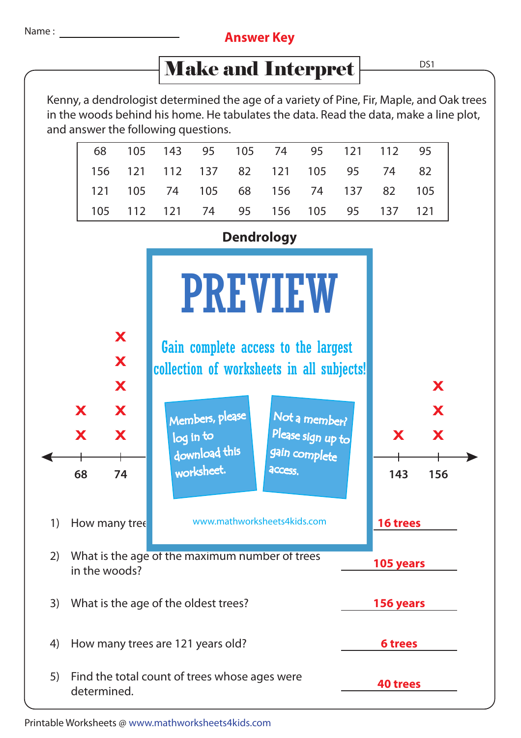Name : ____________________

**Answer Key**

# Make and Interpret

DS1

Kenny, a dendrologist determined the age of a variety of Pine, Fir, Maple, and Oak trees in the woods behind his home. He tabulates the data. Read the data, make a line plot, and answer the following questions.

| | | | | | | | | | |
|---|---|---|---|---|---|---|---|---|---|
| 68 | 105 | 143 | 95 | 105 | 74 | 95 | 121 | 112 | 95 |
| 156 | 121 | 112 | 137 | 82 | 121 | 105 | 95 | 74 | 82 |
| 121 | 105 | 74 | 105 | 68 | 156 | 74 | 137 | 82 | 105 |
| 105 | 112 | 121 | 74 | 95 | 156 | 105 | 95 | 137 | 121 |

**Dendrology**

PREVIEW

Gain complete access to the largest collection of worksheets in all subjects!

Members, please log in to download this worksheet.

Not a member? Please sign up to gain complete access.

www.mathworksheets4kids.com

68

74

143

156

1) How many tree **16 trees**

2) What is the age of the maximum number of trees in the woods? **105 years**

3) What is the age of the oldest trees? **156 years**

4) How many trees are 121 years old? **6 trees**

5) Find the total count of trees whose ages were determined. **40 trees**

Printable Worksheets @ www.mathworksheets4kids.com